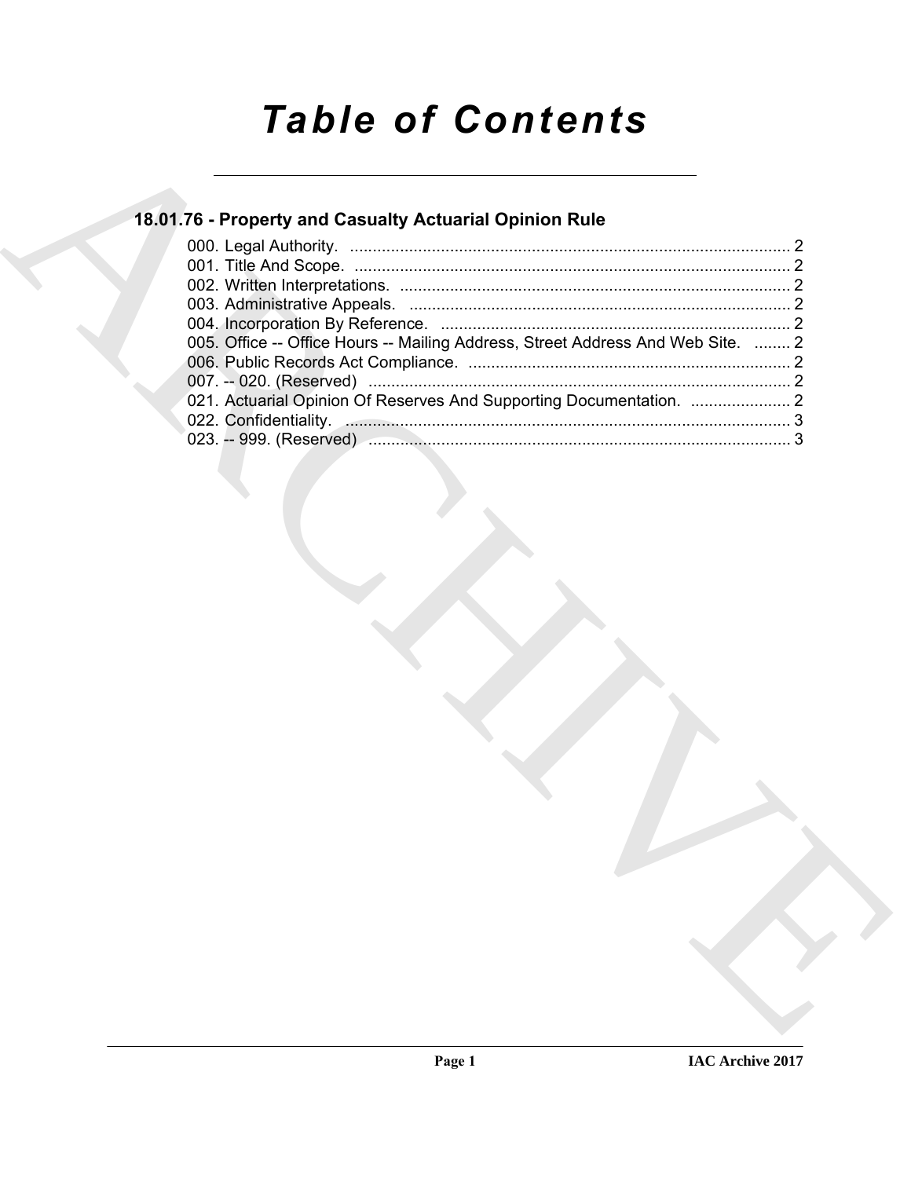# Table of Contents

## 18.01.76 - Property and Casualty Actuarial Opinion Rule

000. Legal Authority. ................................................................................................ 2
001. Title And Scope. ................................................................................................ 2
002. Written Interpretations. ...................................................................................... 2
003. Administrative Appeals. .................................................................................... 2
004. Incorporation By Reference. ............................................................................. 2
005. Office -- Office Hours -- Mailing Address, Street Address And Web Site. ........ 2
006. Public Records Act Compliance. ....................................................................... 2
007. -- 020. (Reserved) ............................................................................................ 2
021. Actuarial Opinion Of Reserves And Supporting Documentation. ...................... 2
022. Confidentiality. .................................................................................................. 3
023. -- 999. (Reserved) ............................................................................................ 3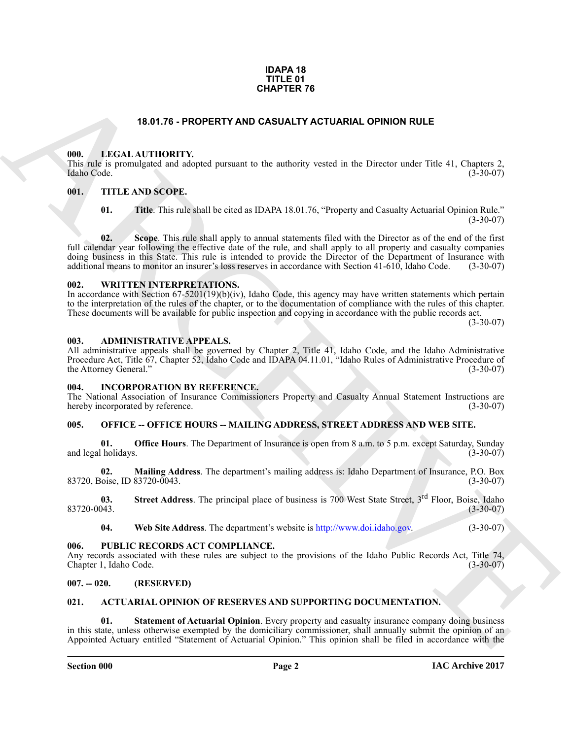# IDAPA 18
# TITLE 01
# CHAPTER 76

## 18.01.76 - PROPERTY AND CASUALTY ACTUARIAL OPINION RULE

### 000. LEGAL AUTHORITY.

This rule is promulgated and adopted pursuant to the authority vested in the Director under Title 41, Chapters 2, Idaho Code. (3-30-07)

### 001. TITLE AND SCOPE.

**01. Title**. This rule shall be cited as IDAPA 18.01.76, "Property and Casualty Actuarial Opinion Rule." (3-30-07)

**02. Scope**. This rule shall apply to annual statements filed with the Director as of the end of the first full calendar year following the effective date of the rule, and shall apply to all property and casualty companies doing business in this State. This rule is intended to provide the Director of the Department of Insurance with additional means to monitor an insurer's loss reserves in accordance with Section 41-610, Idaho Code. (3-30-07)

### 002. WRITTEN INTERPRETATIONS.

In accordance with Section 67-5201(19)(b)(iv), Idaho Code, this agency may have written statements which pertain to the interpretation of the rules of the chapter, or to the documentation of compliance with the rules of this chapter. These documents will be available for public inspection and copying in accordance with the public records act. (3-30-07)

### 003. ADMINISTRATIVE APPEALS.

All administrative appeals shall be governed by Chapter 2, Title 41, Idaho Code, and the Idaho Administrative Procedure Act, Title 67, Chapter 52, Idaho Code and IDAPA 04.11.01, "Idaho Rules of Administrative Procedure of the Attorney General." (3-30-07)

### 004. INCORPORATION BY REFERENCE.

The National Association of Insurance Commissioners Property and Casualty Annual Statement Instructions are hereby incorporated by reference. (3-30-07)

### 005. OFFICE -- OFFICE HOURS -- MAILING ADDRESS, STREET ADDRESS AND WEB SITE.

**01. Office Hours**. The Department of Insurance is open from 8 a.m. to 5 p.m. except Saturday, Sunday and legal holidays. (3-30-07)

**02. Mailing Address**. The department's mailing address is: Idaho Department of Insurance, P.O. Box 83720, Boise, ID 83720-0043. (3-30-07)

**03. Street Address**. The principal place of business is 700 West State Street, 3rd Floor, Boise, Idaho 83720-0043. (3-30-07)

**04. Web Site Address**. The department's website is http://www.doi.idaho.gov. (3-30-07)

### 006. PUBLIC RECORDS ACT COMPLIANCE.

Any records associated with these rules are subject to the provisions of the Idaho Public Records Act, Title 74, Chapter 1, Idaho Code. (3-30-07)

### 007. -- 020. (RESERVED)

### 021. ACTUARIAL OPINION OF RESERVES AND SUPPORTING DOCUMENTATION.

**01. Statement of Actuarial Opinion**. Every property and casualty insurance company doing business in this state, unless otherwise exempted by the domiciliary commissioner, shall annually submit the opinion of an Appointed Actuary entitled "Statement of Actuarial Opinion." This opinion shall be filed in accordance with the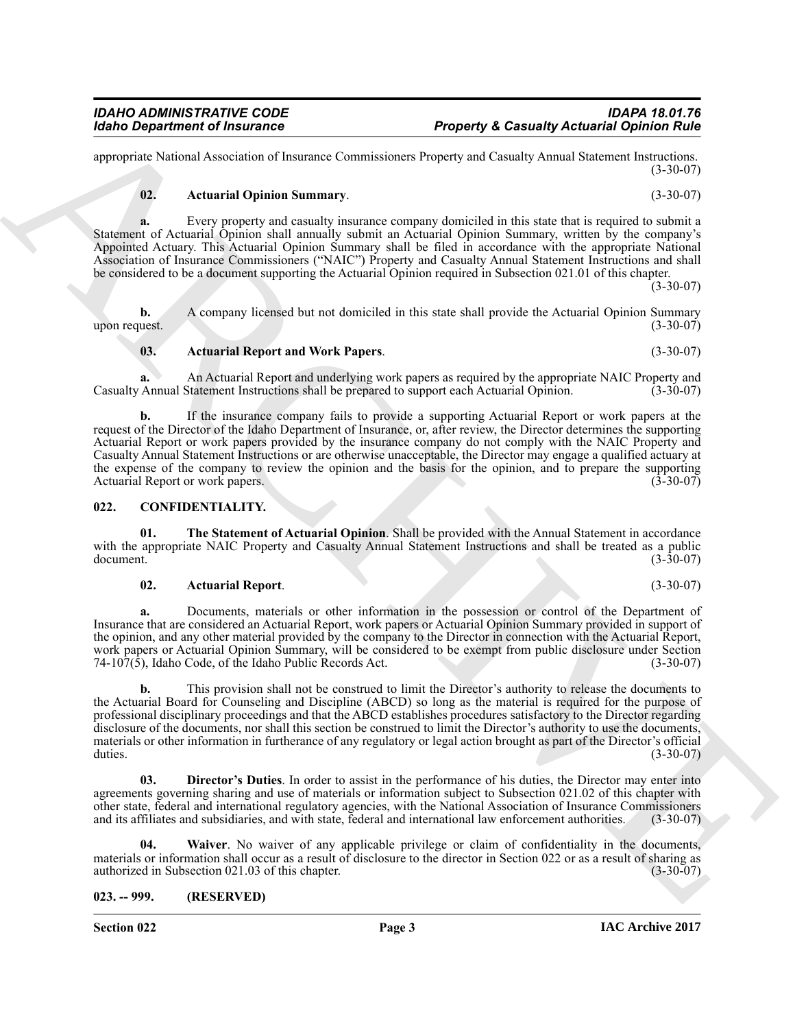appropriate National Association of Insurance Commissioners Property and Casualty Annual Statement Instructions. (3-30-07)

**02. Actuarial Opinion Summary**. (3-30-07)

**a.** Every property and casualty insurance company domiciled in this state that is required to submit a Statement of Actuarial Opinion shall annually submit an Actuarial Opinion Summary, written by the company's Appointed Actuary. This Actuarial Opinion Summary shall be filed in accordance with the appropriate National Association of Insurance Commissioners ("NAIC") Property and Casualty Annual Statement Instructions and shall be considered to be a document supporting the Actuarial Opinion required in Subsection 021.01 of this chapter. (3-30-07)

**b.** A company licensed but not domiciled in this state shall provide the Actuarial Opinion Summary upon request. (3-30-07)

**03. Actuarial Report and Work Papers**. (3-30-07)

**a.** An Actuarial Report and underlying work papers as required by the appropriate NAIC Property and Casualty Annual Statement Instructions shall be prepared to support each Actuarial Opinion. (3-30-07)

**b.** If the insurance company fails to provide a supporting Actuarial Report or work papers at the request of the Director of the Idaho Department of Insurance, or, after review, the Director determines the supporting Actuarial Report or work papers provided by the insurance company do not comply with the NAIC Property and Casualty Annual Statement Instructions or are otherwise unacceptable, the Director may engage a qualified actuary at the expense of the company to review the opinion and the basis for the opinion, and to prepare the supporting Actuarial Report or work papers. (3-30-07)

## 022. CONFIDENTIALITY.

**01. The Statement of Actuarial Opinion**. Shall be provided with the Annual Statement in accordance with the appropriate NAIC Property and Casualty Annual Statement Instructions and shall be treated as a public document. (3-30-07)

**02. Actuarial Report**. (3-30-07)

**a.** Documents, materials or other information in the possession or control of the Department of Insurance that are considered an Actuarial Report, work papers or Actuarial Opinion Summary provided in support of the opinion, and any other material provided by the company to the Director in connection with the Actuarial Report, work papers or Actuarial Opinion Summary, will be considered to be exempt from public disclosure under Section 74-107(5), Idaho Code, of the Idaho Public Records Act. (3-30-07)

**b.** This provision shall not be construed to limit the Director's authority to release the documents to the Actuarial Board for Counseling and Discipline (ABCD) so long as the material is required for the purpose of professional disciplinary proceedings and that the ABCD establishes procedures satisfactory to the Director regarding disclosure of the documents, nor shall this section be construed to limit the Director's authority to use the documents, materials or other information in furtherance of any regulatory or legal action brought as part of the Director's official duties. (3-30-07)

**03. Director's Duties**. In order to assist in the performance of his duties, the Director may enter into agreements governing sharing and use of materials or information subject to Subsection 021.02 of this chapter with other state, federal and international regulatory agencies, with the National Association of Insurance Commissioners and its affiliates and subsidiaries, and with state, federal and international law enforcement authorities. (3-30-07)

**04. Waiver**. No waiver of any applicable privilege or claim of confidentiality in the documents, materials or information shall occur as a result of disclosure to the director in Section 022 or as a result of sharing as authorized in Subsection 021.03 of this chapter. (3-30-07)

## 023. -- 999. (RESERVED)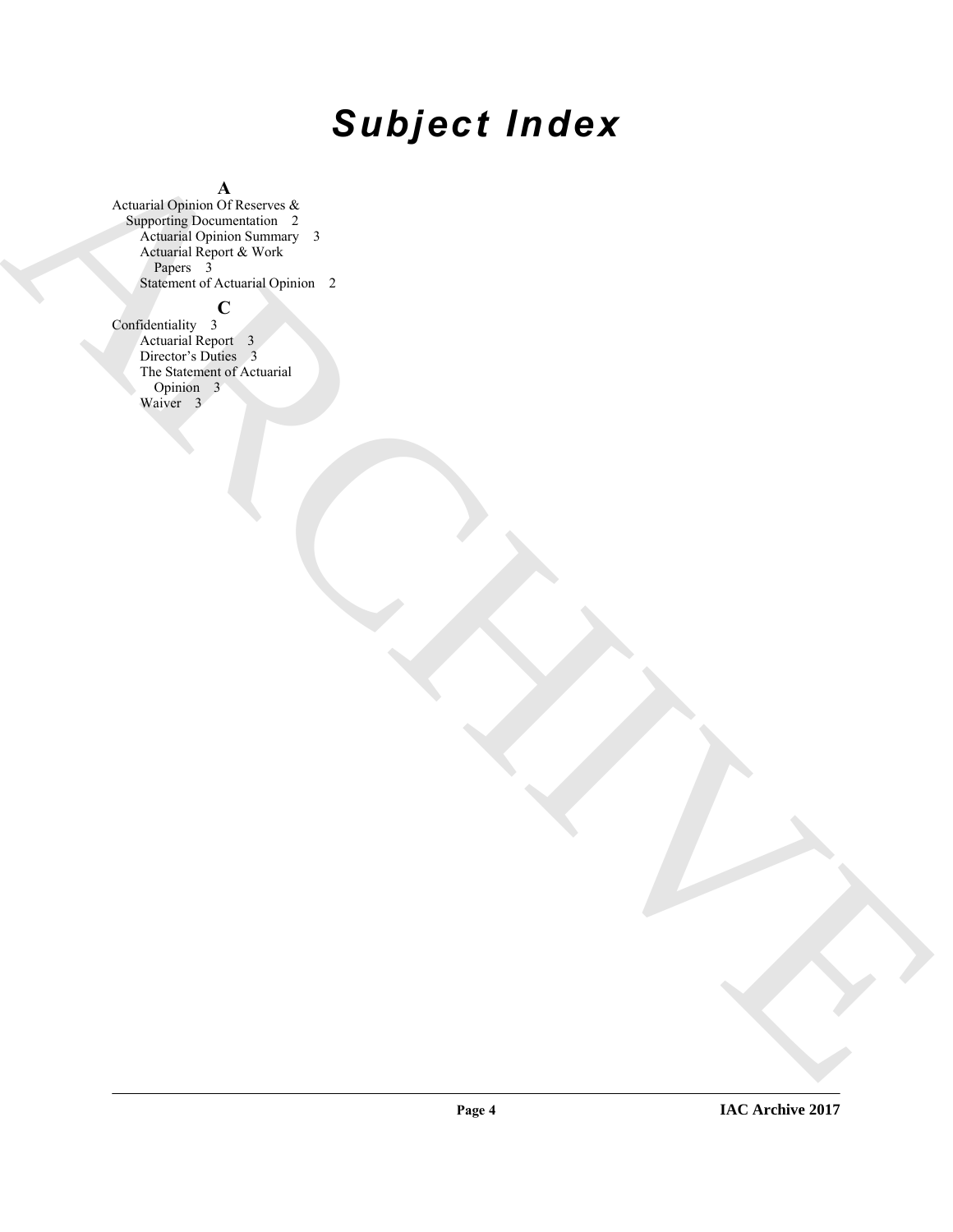# *Subject Index*

**A**

Actuarial Opinion Of Reserves & Supporting Documentation 2
- Actuarial Opinion Summary 3
- Actuarial Report & Work Papers 3
- Statement of Actuarial Opinion 2

**C**

Confidentiality 3
- Actuarial Report 3
- Director's Duties 3
- The Statement of Actuarial Opinion 3
- Waiver 3